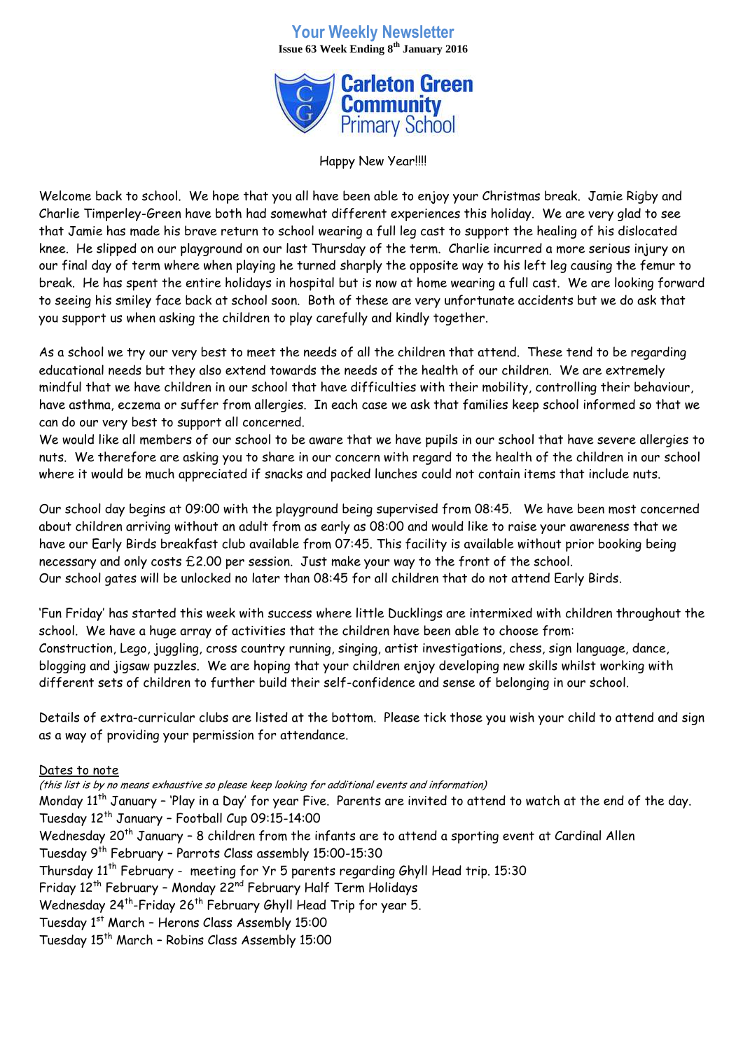# Your Weekly Newsletter

**Issue 63 Week Ending 8th January 2016**

**Carleton Green Community Primary School**

Happy New Year!!!!

Welcome back to school. We hope that you all have been able to enjoy your Christmas break. Jamie Rigby and Charlie Timperley-Green have both had somewhat different experiences this holiday. We are very glad to see that Jamie has made his brave return to school wearing a full leg cast to support the healing of his dislocated knee. He slipped on our playground on our last Thursday of the term. Charlie incurred a more serious injury on our final day of term where when playing he turned sharply the opposite way to his left leg causing the femur to break. He has spent the entire holidays in hospital but is now at home wearing a full cast. We are looking forward to seeing his smiley face back at school soon. Both of these are very unfortunate accidents but we do ask that you support us when asking the children to play carefully and kindly together.

As a school we try our very best to meet the needs of all the children that attend. These tend to be regarding educational needs but they also extend towards the needs of the health of our children. We are extremely mindful that we have children in our school that have difficulties with their mobility, controlling their behaviour, have asthma, eczema or suffer from allergies. In each case we ask that families keep school informed so that we can do our very best to support all concerned.

We would like all members of our school to be aware that we have pupils in our school that have severe allergies to nuts. We therefore are asking you to share in our concern with regard to the health of the children in our school where it would be much appreciated if snacks and packed lunches could not contain items that include nuts.

Our school day begins at 09:00 with the playground being supervised from 08:45. We have been most concerned about children arriving without an adult from as early as 08:00 and would like to raise your awareness that we have our Early Birds breakfast club available from 07:45. This facility is available without prior booking being necessary and only costs £2.00 per session. Just make your way to the front of the school.

Our school gates will be unlocked no later than 08:45 for all children that do not attend Early Birds.

'Fun Friday' has started this week with success where little Ducklings are intermixed with children throughout the school. We have a huge array of activities that the children have been able to choose from:

Construction, Lego, juggling, cross country running, singing, artist investigations, chess, sign language, dance, blogging and jigsaw puzzles. We are hoping that your children enjoy developing new skills whilst working with different sets of children to further build their self-confidence and sense of belonging in our school.

Details of extra-curricular clubs are listed at the bottom. Please tick those you wish your child to attend and sign as a way of providing your permission for attendance.

<u>Dates to note</u>

*(this list is by no means exhaustive so please keep looking for additional events and information)*

Monday 11th January – 'Play in a Day' for year Five. Parents are invited to attend to watch at the end of the day.
Tuesday 12th January – Football Cup 09:15-14:00
Wednesday 20th January – 8 children from the infants are to attend a sporting event at Cardinal Allen
Tuesday 9th February – Parrots Class assembly 15:00-15:30
Thursday 11th February - meeting for Yr 5 parents regarding Ghyll Head trip. 15:30
Friday 12th February – Monday 22nd February Half Term Holidays
Wednesday 24th-Friday 26th February Ghyll Head Trip for year 5.
Tuesday 1st March – Herons Class Assembly 15:00
Tuesday 15th March – Robins Class Assembly 15:00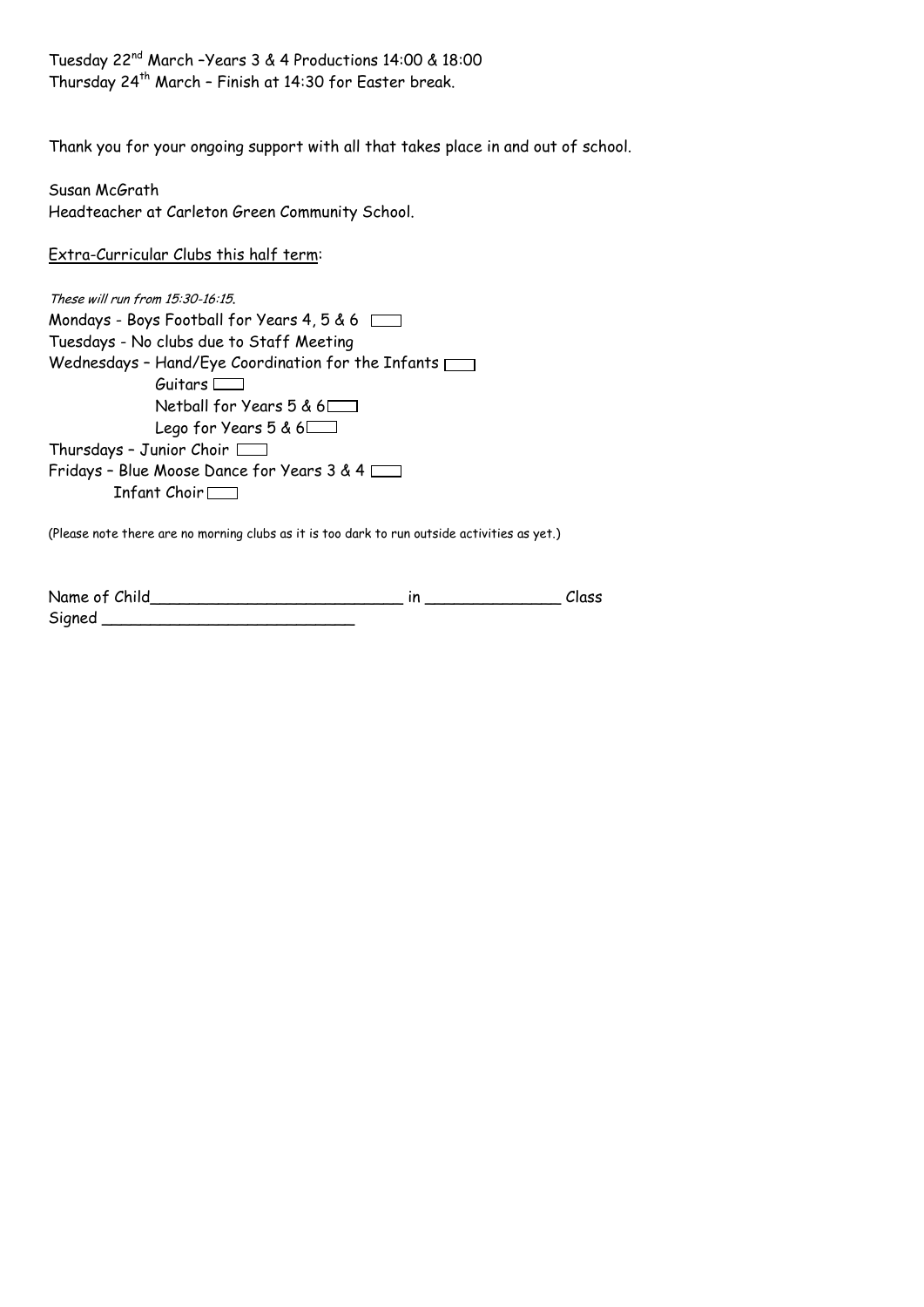Tuesday 22nd March –Years 3 & 4 Productions 14:00 & 18:00
Thursday 24th March – Finish at 14:30 for Easter break.

Thank you for your ongoing support with all that takes place in and out of school.

Susan McGrath
Headteacher at Carleton Green Community School.

Extra-Curricular Clubs this half term:

*These will run from 15:30-16:15.*
Mondays - Boys Football for Years 4, 5 & 6 ☐
Tuesdays - No clubs due to Staff Meeting
Wednesdays – Hand/Eye Coordination for the Infants ☐
Guitars ☐
Netball for Years 5 & 6 ☐
Lego for Years 5 & 6 ☐
Thursdays – Junior Choir ☐
Fridays – Blue Moose Dance for Years 3 & 4 ☐
Infant Choir ☐

(Please note there are no morning clubs as it is too dark to run outside activities as yet.)

Name of Child___________________________ in ______________ Class
Signed ___________________________